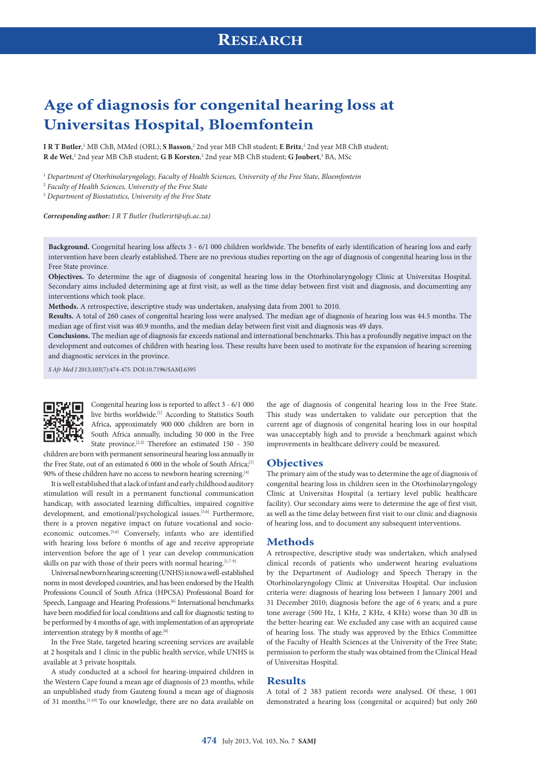# Age of diagnosis for congenital hearing loss at Universitas Hospital, Bloemfontein

**I R T Butler**,[1] MB ChB, MMed (ORL); **S Basson**,[2] 2nd year MB ChB student; **E Britz**,[2] 2nd year MB ChB student; **R de Wet**,[2] 2nd year MB ChB student; **G B Korsten**,[2] 2nd year MB ChB student; **G Joubert**,[3] BA, MSc

[1] *Department of Otorhinolaryngology, Faculty of Health Sciences, University of the Free State, Bloemfontein*
[2] *Faculty of Health Sciences, University of the Free State*
[3] *Department of Biostatistics, University of the Free State*

***Corresponding author:** I R T Butler (butlerirt@ufs.ac.za)*

**Background.** Congenital hearing loss affects 3 - 6/1 000 children worldwide. The benefits of early identification of hearing loss and early intervention have been clearly established. There are no previous studies reporting on the age of diagnosis of congenital hearing loss in the Free State province.

**Objectives.** To determine the age of diagnosis of congenital hearing loss in the Otorhinolaryngology Clinic at Universitas Hospital. Secondary aims included determining age at first visit, as well as the time delay between first visit and diagnosis, and documenting any interventions which took place.

**Methods.** A retrospective, descriptive study was undertaken, analysing data from 2001 to 2010.

**Results.** A total of 260 cases of congenital hearing loss were analysed. The median age of diagnosis of hearing loss was 44.5 months. The median age of first visit was 40.9 months, and the median delay between first visit and diagnosis was 49 days.

**Conclusions.** The median age of diagnosis far exceeds national and international benchmarks. This has a profoundly negative impact on the development and outcomes of children with hearing loss. These results have been used to motivate for the expansion of hearing screening and diagnostic services in the province.

*S Afr Med J* 2013;103(7):474-475. DOI:10.7196/SAMJ.6395

Congenital hearing loss is reported to affect 3 - 6/1 000 live births worldwide.[1] According to Statistics South Africa, approximately 900 000 children are born in South Africa annually, including 50 000 in the Free State province.[2,3] Therefore an estimated 150 - 350 children are born with permanent sensorineural hearing loss annually in the Free State, out of an estimated 6 000 in the whole of South Africa;[1] 90% of these children have no access to newborn hearing screening.[4]

It is well established that a lack of infant and early childhood auditory stimulation will result in a permanent functional communication handicap, with associated learning difficulties, impaired cognitive development, and emotional/psychological issues.[5,6] Furthermore, there is a proven negative impact on future vocational and socio-economic outcomes.[5,6] Conversely, infants who are identified with hearing loss before 6 months of age and receive appropriate intervention before the age of 1 year can develop communication skills on par with those of their peers with normal hearing.[1,7-9]

Universal newborn hearing screening (UNHS) is now a well-established norm in most developed countries, and has been endorsed by the Health Professions Council of South Africa (HPCSA) Professional Board for Speech, Language and Hearing Professions.[6] International benchmarks have been modified for local conditions and call for diagnostic testing to be performed by 4 months of age, with implementation of an appropriate intervention strategy by 8 months of age.[6]

In the Free State, targeted hearing screening services are available at 2 hospitals and 1 clinic in the public health service, while UNHS is available at 3 private hospitals.

A study conducted at a school for hearing-impaired children in the Western Cape found a mean age of diagnosis of 23 months, while an unpublished study from Gauteng found a mean age of diagnosis of 31 months.[1,10] To our knowledge, there are no data available on the age of diagnosis of congenital hearing loss in the Free State. This study was undertaken to validate our perception that the current age of diagnosis of congenital hearing loss in our hospital was unacceptably high and to provide a benchmark against which improvements in healthcare delivery could be measured.

## Objectives

The primary aim of the study was to determine the age of diagnosis of congenital hearing loss in children seen in the Otorhinolaryngology Clinic at Universitas Hospital (a tertiary level public healthcare facility). Our secondary aims were to determine the age of first visit, as well as the time delay between first visit to our clinic and diagnosis of hearing loss, and to document any subsequent interventions.

## Methods

A retrospective, descriptive study was undertaken, which analysed clinical records of patients who underwent hearing evaluations by the Department of Audiology and Speech Therapy in the Otorhinolaryngology Clinic at Universitas Hospital. Our inclusion criteria were: diagnosis of hearing loss between 1 January 2001 and 31 December 2010; diagnosis before the age of 6 years; and a pure tone average (500 Hz, 1 KHz, 2 KHz, 4 KHz) worse than 30 dB in the better-hearing ear. We excluded any case with an acquired cause of hearing loss. The study was approved by the Ethics Committee of the Faculty of Health Sciences at the University of the Free State; permission to perform the study was obtained from the Clinical Head of Universitas Hospital.

## Results

A total of 2 383 patient records were analysed. Of these, 1 001 demonstrated a hearing loss (congenital or acquired) but only 260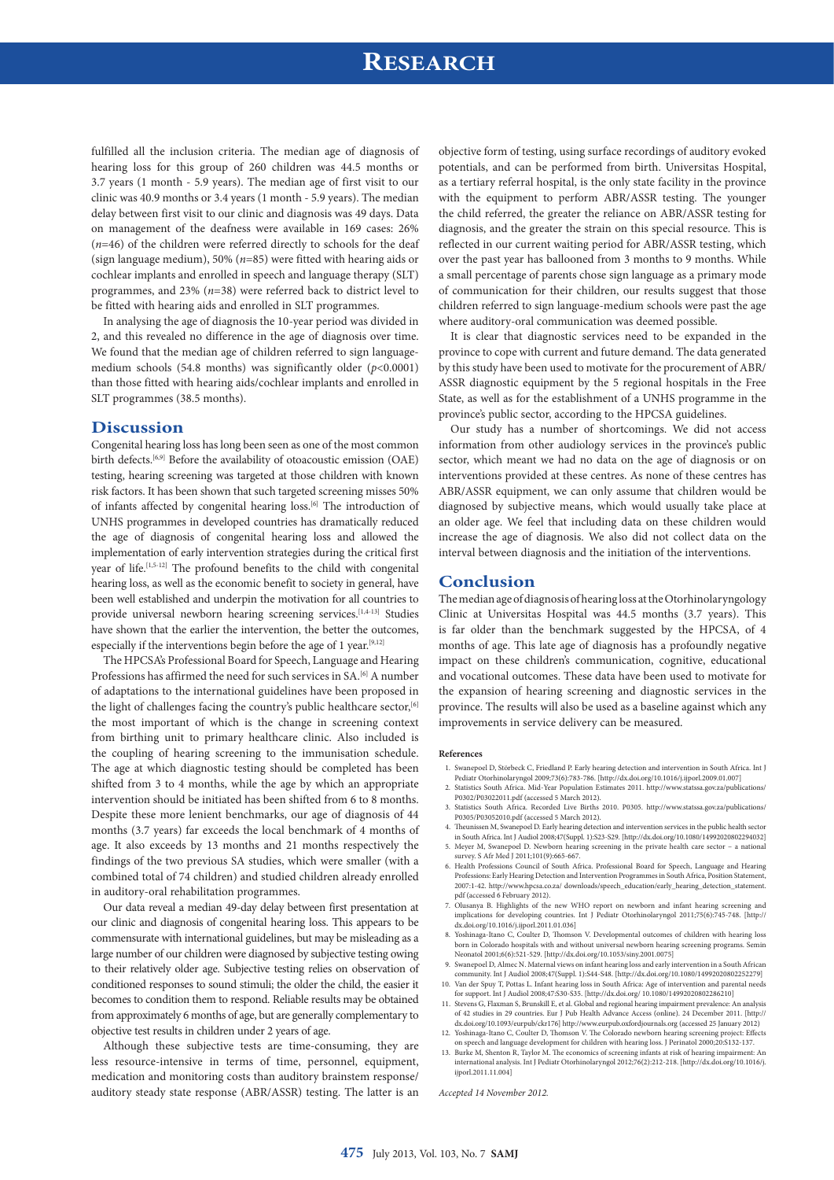fulfilled all the inclusion criteria. The median age of diagnosis of hearing loss for this group of 260 children was 44.5 months or 3.7 years (1 month - 5.9 years). The median age of first visit to our clinic was 40.9 months or 3.4 years (1 month - 5.9 years). The median delay between first visit to our clinic and diagnosis was 49 days. Data on management of the deafness were available in 169 cases: 26% ($n$=46) of the children were referred directly to schools for the deaf (sign language medium), 50% ($n$=85) were fitted with hearing aids or cochlear implants and enrolled in speech and language therapy (SLT) programmes, and 23% ($n$=38) were referred back to district level to be fitted with hearing aids and enrolled in SLT programmes.

In analysing the age of diagnosis the 10-year period was divided in 2, and this revealed no difference in the age of diagnosis over time. We found that the median age of children referred to sign language-medium schools (54.8 months) was significantly older ($p$<0.0001) than those fitted with hearing aids/cochlear implants and enrolled in SLT programmes (38.5 months).

## Discussion

Congenital hearing loss has long been seen as one of the most common birth defects.[6,9] Before the availability of otoacoustic emission (OAE) testing, hearing screening was targeted at those children with known risk factors. It has been shown that such targeted screening misses 50% of infants affected by congenital hearing loss.[6] The introduction of UNHS programmes in developed countries has dramatically reduced the age of diagnosis of congenital hearing loss and allowed the implementation of early intervention strategies during the critical first year of life.[1,5-12] The profound benefits to the child with congenital hearing loss, as well as the economic benefit to society in general, have been well established and underpin the motivation for all countries to provide universal newborn hearing screening services.[1,4-13] Studies have shown that the earlier the intervention, the better the outcomes, especially if the interventions begin before the age of 1 year.[9,12]

The HPCSA's Professional Board for Speech, Language and Hearing Professions has affirmed the need for such services in SA.[6] A number of adaptations to the international guidelines have been proposed in the light of challenges facing the country's public healthcare sector,[6] the most important of which is the change in screening context from birthing unit to primary healthcare clinic. Also included is the coupling of hearing screening to the immunisation schedule. The age at which diagnostic testing should be completed has been shifted from 3 to 4 months, while the age by which an appropriate intervention should be initiated has been shifted from 6 to 8 months. Despite these more lenient benchmarks, our age of diagnosis of 44 months (3.7 years) far exceeds the local benchmark of 4 months of age. It also exceeds by 13 months and 21 months respectively the findings of the two previous SA studies, which were smaller (with a combined total of 74 children) and studied children already enrolled in auditory-oral rehabilitation programmes.

Our data reveal a median 49-day delay between first presentation at our clinic and diagnosis of congenital hearing loss. This appears to be commensurate with international guidelines, but may be misleading as a large number of our children were diagnosed by subjective testing owing to their relatively older age. Subjective testing relies on observation of conditioned responses to sound stimuli; the older the child, the easier it becomes to condition them to respond. Reliable results may be obtained from approximately 6 months of age, but are generally complementary to objective test results in children under 2 years of age.

Although these subjective tests are time-consuming, they are less resource-intensive in terms of time, personnel, equipment, medication and monitoring costs than auditory brainstem response/auditory steady state response (ABR/ASSR) testing. The latter is an objective form of testing, using surface recordings of auditory evoked potentials, and can be performed from birth. Universitas Hospital, as a tertiary referral hospital, is the only state facility in the province with the equipment to perform ABR/ASSR testing. The younger the child referred, the greater the reliance on ABR/ASSR testing for diagnosis, and the greater the strain on this special resource. This is reflected in our current waiting period for ABR/ASSR testing, which over the past year has ballooned from 3 months to 9 months. While a small percentage of parents chose sign language as a primary mode of communication for their children, our results suggest that those children referred to sign language-medium schools were past the age where auditory-oral communication was deemed possible.

It is clear that diagnostic services need to be expanded in the province to cope with current and future demand. The data generated by this study have been used to motivate for the procurement of ABR/ASSR diagnostic equipment by the 5 regional hospitals in the Free State, as well as for the establishment of a UNHS programme in the province's public sector, according to the HPCSA guidelines.

Our study has a number of shortcomings. We did not access information from other audiology services in the province's public sector, which meant we had no data on the age of diagnosis or on interventions provided at these centres. As none of these centres has ABR/ASSR equipment, we can only assume that children would be diagnosed by subjective means, which would usually take place at an older age. We feel that including data on these children would increase the age of diagnosis. We also did not collect data on the interval between diagnosis and the initiation of the interventions.

## Conclusion

The median age of diagnosis of hearing loss at the Otorhinolaryngology Clinic at Universitas Hospital was 44.5 months (3.7 years). This is far older than the benchmark suggested by the HPCSA, of 4 months of age. This late age of diagnosis has a profoundly negative impact on these children's communication, cognitive, educational and vocational outcomes. These data have been used to motivate for the expansion of hearing screening and diagnostic services in the province. The results will also be used as a baseline against which any improvements in service delivery can be measured.

#### References

1. Swanepoel D, Störbeck C, Friedland P. Early hearing detection and intervention in South Africa. Int J Pediatr Otorhinolaryngol 2009;73(6):783-786. [http://dx.doi.org/10.1016/j.ijporl.2009.01.007]
2. Statistics South Africa. Mid-Year Population Estimates 2011. http://www.statssa.gov.za/publications/P0302/P03022011.pdf (accessed 5 March 2012).
3. Statistics South Africa. Recorded Live Births 2010. P0305. http://www.statssa.gov.za/publications/P0305/P03052010.pdf (accessed 5 March 2012).
4. Theunissen M, Swanepoel D. Early hearing detection and intervention services in the public health sector in South Africa. Int J Audiol 2008;47(Suppl. 1):S23-S29. [http://dx.doi.org/10.1080/14992020802294032]
5. Meyer M, Swanepoel D. Newborn hearing screening in the private health care sector – a national survey. S Afr Med J 2011;101(9):665-667.
6. Health Professions Council of South Africa. Professional Board for Speech, Language and Hearing Professions: Early Hearing Detection and Intervention Programmes in South Africa, Position Statement, 2007:1-42. http://www.hpcsa.co.za/ downloads/speech_education/early_hearing_detection_statement.pdf (accessed 6 February 2012).
7. Olusanya B. Highlights of the new WHO report on newborn and infant hearing screening and implications for developing countries. Int J Pediatr Otorhinolaryngol 2011;75(6):745-748. [http://dx.doi.org/10.1016/j.ijporl.2011.01.036]
8. Yoshinaga-Itano C, Coulter D, Thomson V. Developmental outcomes of children with hearing loss born in Colorado hospitals with and without universal newborn hearing screening programs. Semin Neonatol 2001;6(6):521-529. [http://dx.doi.org/10.1053/siny.2001.0075]
9. Swanepoel D, Almec N. Maternal views on infant hearing loss and early intervention in a South African community. Int J Audiol 2008;47(Suppl. 1):S44-S48. [http://dx.doi.org/10.1080/14992020802252279]
10. Van der Spuy T, Pottas L. Infant hearing loss in South Africa: Age of intervention and parental needs for support. Int J Audiol 2008;47:S30-S35. [http://dx.doi.org/ 10.1080/14992020802286210]
11. Stevens G, Flaxman S, Brunskill E, et al. Global and regional hearing impairment prevalence: An analysis of 42 studies in 29 countries. Eur J Pub Health Advance Access (online). 24 December 2011. [http://dx.doi.org/10.1093/eurpub/ckr176] http://www.eurpub.oxfordjournals.org (accessed 25 January 2012)
12. Yoshinaga-Itano C, Coulter D, Thomson V. The Colorado newborn hearing screening project: Effects on speech and language development for children with hearing loss. J Perinatol 2000;20:S132-137.
13. Burke M, Shenton R, Taylor M. The economics of screening infants at risk of hearing impairment: An international analysis. Int J Pediatr Otorhinolaryngol 2012;76(2):212-218. [http://dx.doi.org/10.1016/j.ijporl.2011.11.004]

*Accepted 14 November 2012.*